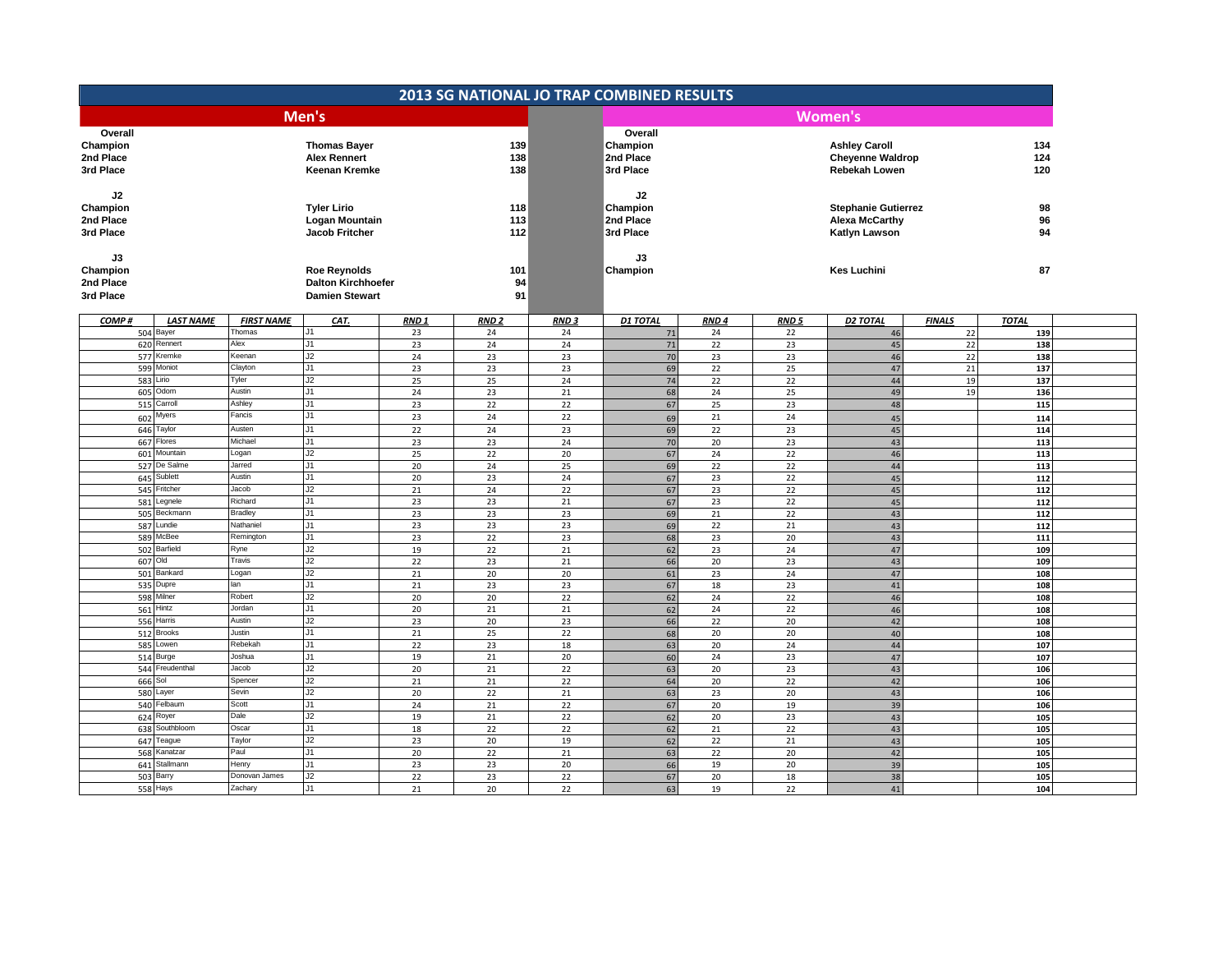# 2013 SG NATIONAL JO TRAP COMBINED RESULTS

## Men's

| | | |
|---|---|---|
| **Overall** | | |
| **Champion** | **Thomas Bayer** | **139** |
| **2nd Place** | **Alex Rennert** | **138** |
| **3rd Place** | **Keenan Kremke** | **138** |
| **J2** | | |
| **Champion** | **Tyler Lirio** | **118** |
| **2nd Place** | **Logan Mountain** | **113** |
| **3rd Place** | **Jacob Fritcher** | **112** |
| **J3** | | |
| **Champion** | **Roe Reynolds** | **101** |
| **2nd Place** | **Dalton Kirchhoefer** | **94** |
| **3rd Place** | **Damien Stewart** | **91** |

## Women's

| | | |
|---|---|---|
| **Overall** | | |
| **Champion** | **Ashley Caroll** | **134** |
| **2nd Place** | **Cheyenne Waldrop** | **124** |
| **3rd Place** | **Rebekah Lowen** | **120** |
| **J2** | | |
| **Champion** | **Stephanie Gutierrez** | **98** |
| **2nd Place** | **Alexa McCarthy** | **96** |
| **3rd Place** | **Katlyn Lawson** | **94** |
| **J3** | | |
| **Champion** | **Kes Luchini** | **87** |

| COMP # | LAST NAME | FIRST NAME | CAT. | RND 1 | RND 2 | RND 3 | D1 TOTAL | RND 4 | RND 5 | D2 TOTAL | FINALS | TOTAL |
|---|---|---|---|---|---|---|---|---|---|---|---|---|
| 504 | Bayer | Thomas | J1 | 23 | 24 | 24 | 71 | 24 | 22 | 46 | 22 | 139 |
| 620 | Rennert | Alex | J1 | 23 | 24 | 24 | 71 | 22 | 23 | 45 | 22 | 138 |
| 577 | Kremke | Keenan | J2 | 24 | 23 | 23 | 70 | 23 | 23 | 46 | 22 | 138 |
| 599 | Moniot | Clayton | J1 | 23 | 23 | 23 | 69 | 22 | 25 | 47 | 21 | 137 |
| 583 | Lirio | Tyler | J2 | 25 | 25 | 24 | 74 | 22 | 22 | 44 | 19 | 137 |
| 605 | Odom | Austin | J1 | 24 | 23 | 21 | 68 | 24 | 25 | 49 | 19 | 136 |
| 515 | Carroll | Ashley | J1 | 23 | 22 | 22 | 67 | 25 | 23 | 48 | | 115 |
| 602 | Myers | Fancis | J1 | 23 | 24 | 22 | 69 | 21 | 24 | 45 | | 114 |
| 646 | Taylor | Austen | J1 | 22 | 24 | 23 | 69 | 22 | 23 | 45 | | 114 |
| 667 | Flores | Michael | J1 | 23 | 23 | 24 | 70 | 20 | 23 | 43 | | 113 |
| 601 | Mountain | Logan | J2 | 25 | 22 | 20 | 67 | 24 | 22 | 46 | | 113 |
| 527 | De Salme | Jarred | J1 | 20 | 24 | 25 | 69 | 22 | 22 | 44 | | 113 |
| 645 | Sublett | Austin | J1 | 20 | 23 | 24 | 67 | 23 | 22 | 45 | | 112 |
| 545 | Fritcher | Jacob | J2 | 21 | 24 | 22 | 67 | 23 | 22 | 45 | | 112 |
| 581 | Legnele | Richard | J1 | 23 | 23 | 21 | 67 | 23 | 22 | 45 | | 112 |
| 505 | Beckmann | Bradley | J1 | 23 | 23 | 23 | 69 | 21 | 22 | 43 | | 112 |
| 587 | Lundie | Nathaniel | J1 | 23 | 23 | 23 | 69 | 22 | 21 | 43 | | 112 |
| 589 | McBee | Remington | J1 | 23 | 22 | 23 | 68 | 23 | 20 | 43 | | 111 |
| 502 | Barfield | Ryne | J2 | 19 | 22 | 21 | 62 | 23 | 24 | 47 | | 109 |
| 607 | Old | Travis | J2 | 22 | 23 | 21 | 66 | 20 | 23 | 43 | | 109 |
| 501 | Bankard | Logan | J2 | 21 | 20 | 20 | 61 | 23 | 24 | 47 | | 108 |
| 535 | Dupre | Ian | J1 | 21 | 23 | 23 | 67 | 18 | 23 | 41 | | 108 |
| 598 | Milner | Robert | J2 | 20 | 20 | 22 | 62 | 24 | 22 | 46 | | 108 |
| 561 | Hintz | Jordan | J1 | 20 | 21 | 21 | 62 | 24 | 22 | 46 | | 108 |
| 556 | Harris | Austin | J2 | 23 | 20 | 23 | 66 | 22 | 20 | 42 | | 108 |
| 512 | Brooks | Justin | J1 | 21 | 25 | 22 | 68 | 20 | 20 | 40 | | 108 |
| 585 | Lowen | Rebekah | J1 | 22 | 23 | 18 | 63 | 20 | 24 | 44 | | 107 |
| 514 | Burge | Joshua | J1 | 19 | 21 | 20 | 60 | 24 | 23 | 47 | | 107 |
| 544 | Freudenthal | Jacob | J2 | 20 | 21 | 22 | 63 | 20 | 23 | 43 | | 106 |
| 666 | Sol | Spencer | J2 | 21 | 21 | 22 | 64 | 20 | 22 | 42 | | 106 |
| 580 | Layer | Sevin | J2 | 20 | 22 | 21 | 63 | 23 | 20 | 43 | | 106 |
| 540 | Felbaum | Scott | J1 | 24 | 21 | 22 | 67 | 20 | 19 | 39 | | 106 |
| 624 | Royer | Dale | J2 | 19 | 21 | 22 | 62 | 20 | 23 | 43 | | 105 |
| 638 | Southbloom | Oscar | J1 | 18 | 22 | 22 | 62 | 21 | 22 | 43 | | 105 |
| 647 | Teague | Taylor | J2 | 23 | 20 | 19 | 62 | 22 | 21 | 43 | | 105 |
| 568 | Kanatzar | Paul | J1 | 20 | 22 | 21 | 63 | 22 | 20 | 42 | | 105 |
| 641 | Stallmann | Henry | J1 | 23 | 23 | 20 | 66 | 19 | 20 | 39 | | 105 |
| 503 | Barry | Donovan James | J2 | 22 | 23 | 22 | 67 | 20 | 18 | 38 | | 105 |
| 558 | Hays | Zachary | J1 | 21 | 20 | 22 | 63 | 19 | 22 | 41 | | 104 |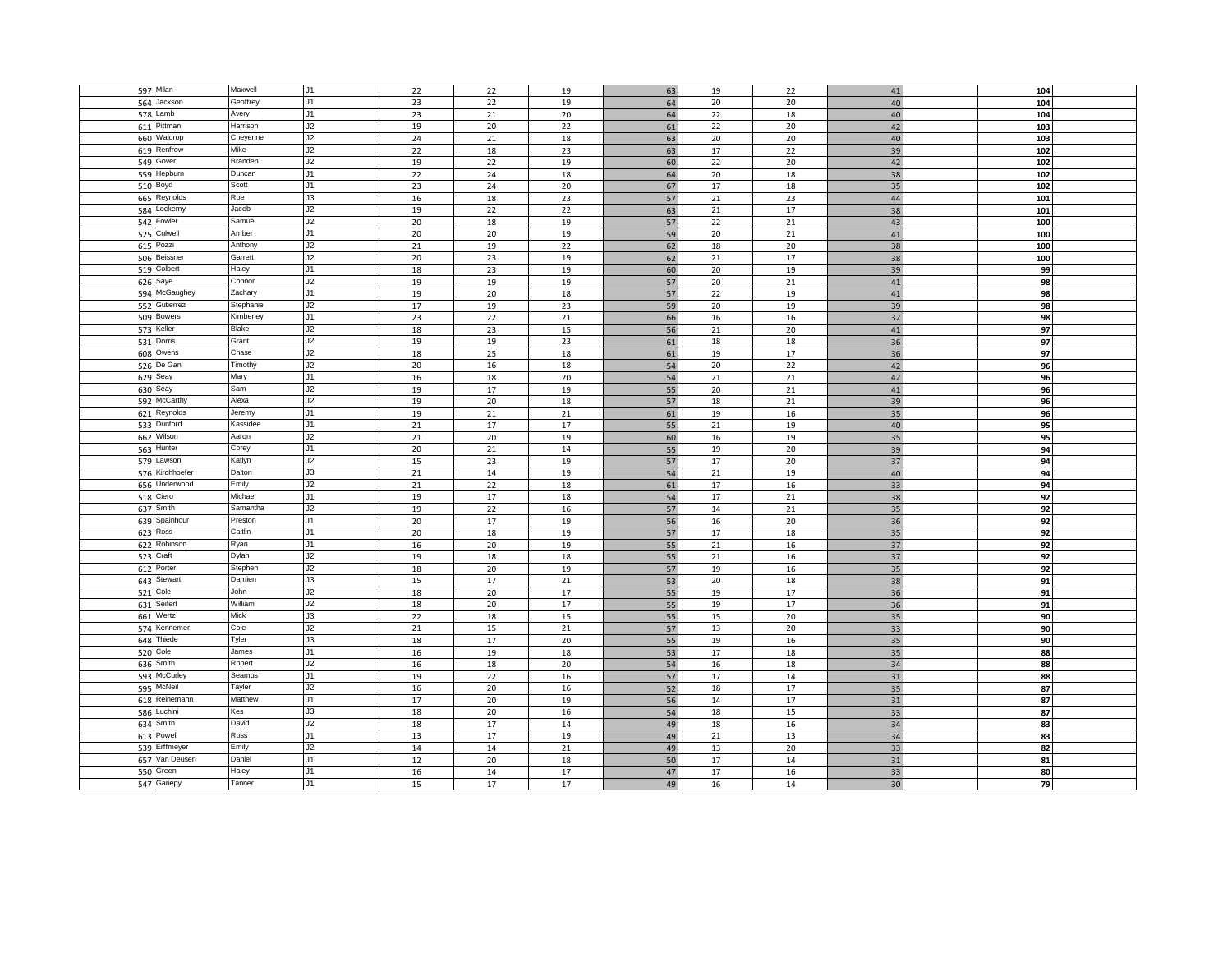| | | | | | | | | | | | | |
|---|---|---|---|---|---|---|---|---|---|---|---|---|
| 597 | Milan | Maxwell | J1 | 22 | 22 | 19 | 63 | 19 | 22 | 41 | | 104 |
| 564 | Jackson | Geoffrey | J1 | 23 | 22 | 19 | 64 | 20 | 20 | 40 | | 104 |
| 578 | Lamb | Avery | J1 | 23 | 21 | 20 | 64 | 22 | 18 | 40 | | 104 |
| 611 | Pittman | Harrison | J2 | 19 | 20 | 22 | 61 | 22 | 20 | 42 | | 103 |
| 660 | Waldrop | Cheyenne | J2 | 24 | 21 | 18 | 63 | 20 | 20 | 40 | | 103 |
| 619 | Renfrow | Mike | J2 | 22 | 18 | 23 | 63 | 17 | 22 | 39 | | 102 |
| 549 | Gover | Branden | J2 | 19 | 22 | 19 | 60 | 22 | 20 | 42 | | 102 |
| 559 | Hepburn | Duncan | J1 | 22 | 24 | 18 | 64 | 20 | 18 | 38 | | 102 |
| 510 | Boyd | Scott | J1 | 23 | 24 | 20 | 67 | 17 | 18 | 35 | | 102 |
| 665 | Reynolds | Roe | J3 | 16 | 18 | 23 | 57 | 21 | 23 | 44 | | 101 |
| 584 | Lockemy | Jacob | J2 | 19 | 22 | 22 | 63 | 21 | 17 | 38 | | 101 |
| 542 | Fowler | Samuel | J2 | 20 | 18 | 19 | 57 | 22 | 21 | 43 | | 100 |
| 525 | Culwell | Amber | J1 | 20 | 20 | 19 | 59 | 20 | 21 | 41 | | 100 |
| 615 | Pozzi | Anthony | J2 | 21 | 19 | 22 | 62 | 18 | 20 | 38 | | 100 |
| 506 | Beissner | Garrett | J2 | 20 | 23 | 19 | 62 | 21 | 17 | 38 | | 100 |
| 519 | Colbert | Haley | J1 | 18 | 23 | 19 | 60 | 20 | 19 | 39 | | 99 |
| 626 | Saye | Connor | J2 | 19 | 19 | 19 | 57 | 20 | 21 | 41 | | 98 |
| 594 | McGaughey | Zachary | J1 | 19 | 20 | 18 | 57 | 22 | 19 | 41 | | 98 |
| 552 | Gutierrez | Stephanie | J2 | 17 | 19 | 23 | 59 | 20 | 19 | 39 | | 98 |
| 509 | Bowers | Kimberley | J1 | 23 | 22 | 21 | 66 | 16 | 16 | 32 | | 98 |
| 573 | Keller | Blake | J2 | 18 | 23 | 15 | 56 | 21 | 20 | 41 | | 97 |
| 531 | Dorris | Grant | J2 | 19 | 19 | 23 | 61 | 18 | 18 | 36 | | 97 |
| 608 | Owens | Chase | J2 | 18 | 25 | 18 | 61 | 19 | 17 | 36 | | 97 |
| 526 | De Gan | Timothy | J2 | 20 | 16 | 18 | 54 | 20 | 22 | 42 | | 96 |
| 629 | Seay | Mary | J1 | 16 | 18 | 20 | 54 | 21 | 21 | 42 | | 96 |
| 630 | Seay | Sam | J2 | 19 | 17 | 19 | 55 | 20 | 21 | 41 | | 96 |
| 592 | McCarthy | Alexa | J2 | 19 | 20 | 18 | 57 | 18 | 21 | 39 | | 96 |
| 621 | Reynolds | Jeremy | J1 | 19 | 21 | 21 | 61 | 19 | 16 | 35 | | 96 |
| 533 | Dunford | Kassidee | J1 | 21 | 17 | 17 | 55 | 21 | 19 | 40 | | 95 |
| 662 | Wilson | Aaron | J2 | 21 | 20 | 19 | 60 | 16 | 19 | 35 | | 95 |
| 563 | Hunter | Corey | J1 | 20 | 21 | 14 | 55 | 19 | 20 | 39 | | 94 |
| 579 | Lawson | Katlyn | J2 | 15 | 23 | 19 | 57 | 17 | 20 | 37 | | 94 |
| 576 | Kirchhoefer | Dalton | J3 | 21 | 14 | 19 | 54 | 21 | 19 | 40 | | 94 |
| 656 | Underwood | Emily | J2 | 21 | 22 | 18 | 61 | 17 | 16 | 33 | | 94 |
| 518 | Ciero | Michael | J1 | 19 | 17 | 18 | 54 | 17 | 21 | 38 | | 92 |
| 637 | Smith | Samantha | J2 | 19 | 22 | 16 | 57 | 14 | 21 | 35 | | 92 |
| 639 | Spainhour | Preston | J1 | 20 | 17 | 19 | 56 | 16 | 20 | 36 | | 92 |
| 623 | Ross | Caitlin | J1 | 20 | 18 | 19 | 57 | 17 | 18 | 35 | | 92 |
| 622 | Robinson | Ryan | J1 | 16 | 20 | 19 | 55 | 21 | 16 | 37 | | 92 |
| 523 | Craft | Dylan | J2 | 19 | 18 | 18 | 55 | 21 | 16 | 37 | | 92 |
| 612 | Porter | Stephen | J2 | 18 | 20 | 19 | 57 | 19 | 16 | 35 | | 92 |
| 643 | Stewart | Damien | J3 | 15 | 17 | 21 | 53 | 20 | 18 | 38 | | 91 |
| 521 | Cole | John | J2 | 18 | 20 | 17 | 55 | 19 | 17 | 36 | | 91 |
| 631 | Seifert | William | J2 | 18 | 20 | 17 | 55 | 19 | 17 | 36 | | 91 |
| 661 | Wertz | Mick | J3 | 22 | 18 | 15 | 55 | 15 | 20 | 35 | | 90 |
| 574 | Kennemer | Cole | J2 | 21 | 15 | 21 | 57 | 13 | 20 | 33 | | 90 |
| 648 | Thiede | Tyler | J3 | 18 | 17 | 20 | 55 | 19 | 16 | 35 | | 90 |
| 520 | Cole | James | J1 | 16 | 19 | 18 | 53 | 17 | 18 | 35 | | 88 |
| 636 | Smith | Robert | J2 | 16 | 18 | 20 | 54 | 16 | 18 | 34 | | 88 |
| 593 | McCurley | Seamus | J1 | 19 | 22 | 16 | 57 | 17 | 14 | 31 | | 88 |
| 595 | McNeil | Tayler | J2 | 16 | 20 | 16 | 52 | 18 | 17 | 35 | | 87 |
| 618 | Reinemann | Matthew | J1 | 17 | 20 | 19 | 56 | 14 | 17 | 31 | | 87 |
| 586 | Luchini | Kes | J3 | 18 | 20 | 16 | 54 | 18 | 15 | 33 | | 87 |
| 634 | Smith | David | J2 | 18 | 17 | 14 | 49 | 18 | 16 | 34 | | 83 |
| 613 | Powell | Ross | J1 | 13 | 17 | 19 | 49 | 21 | 13 | 34 | | 83 |
| 539 | Erffmeyer | Emily | J2 | 14 | 14 | 21 | 49 | 13 | 20 | 33 | | 82 |
| 657 | Van Deusen | Daniel | J1 | 12 | 20 | 18 | 50 | 17 | 14 | 31 | | 81 |
| 550 | Green | Haley | J1 | 16 | 14 | 17 | 47 | 17 | 16 | 33 | | 80 |
| 547 | Gariepy | Tanner | J1 | 15 | 17 | 17 | 49 | 16 | 14 | 30 | | 79 |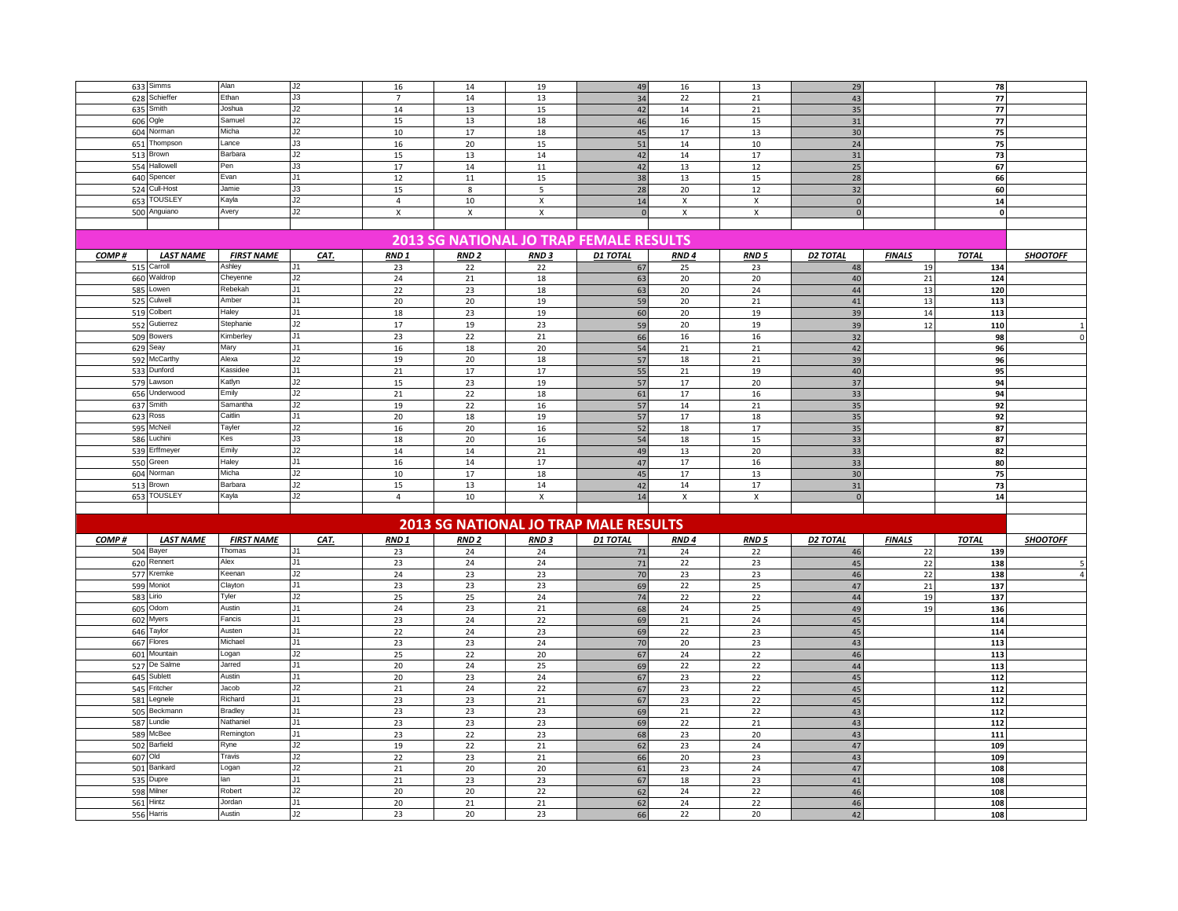| | | | | | | | | | | | | | |
|---|---|---|---|---|---|---|---|---|---|---|---|---|---|
| 633 | Simms | Alan | J2 | 16 | 14 | 19 | 49 | 16 | 13 | 29 | | 78 | |
| 628 | Schieffer | Ethan | J3 | 7 | 14 | 13 | 34 | 22 | 21 | 43 | | 77 | |
| 635 | Smith | Joshua | J2 | 14 | 13 | 15 | 42 | 14 | 21 | 35 | | 77 | |
| 606 | Ogle | Samuel | J2 | 15 | 13 | 18 | 46 | 16 | 15 | 31 | | 77 | |
| 604 | Norman | Micha | J2 | 10 | 17 | 18 | 45 | 17 | 13 | 30 | | 75 | |
| 651 | Thompson | Lance | J3 | 16 | 20 | 15 | 51 | 14 | 10 | 24 | | 75 | |
| 513 | Brown | Barbara | J2 | 15 | 13 | 14 | 42 | 14 | 17 | 31 | | 73 | |
| 554 | Hallowell | Pen | J3 | 17 | 14 | 11 | 42 | 13 | 12 | 25 | | 67 | |
| 640 | Spencer | Evan | J1 | 12 | 11 | 15 | 38 | 13 | 15 | 28 | | 66 | |
| 524 | Cull-Host | Jamie | J3 | 15 | 8 | 5 | 28 | 20 | 12 | 32 | | 60 | |
| 653 | TOUSLEY | Kayla | J2 | 4 | 10 | X | 14 | X | X | 0 | | 14 | |
| 500 | Anguiano | Avery | J2 | X | X | X | 0 | X | X | 0 | | 0 | |

## 2013 SG NATIONAL JO TRAP FEMALE RESULTS

| COMP # | LAST NAME | FIRST NAME | CAT. | RND 1 | RND 2 | RND 3 | D1 TOTAL | RND 4 | RND 5 | D2 TOTAL | FINALS | TOTAL | SHOOTOFF |
|---|---|---|---|---|---|---|---|---|---|---|---|---|---|
| 515 | Carroll | Ashley | J1 | 23 | 22 | 22 | 67 | 25 | 23 | 48 | 19 | 134 | |
| 660 | Waldrop | Cheyenne | J2 | 24 | 21 | 18 | 63 | 20 | 20 | 40 | 21 | 124 | |
| 585 | Lowen | Rebekah | J1 | 22 | 23 | 18 | 63 | 20 | 24 | 44 | 13 | 120 | |
| 525 | Culwell | Amber | J1 | 20 | 20 | 19 | 59 | 20 | 21 | 41 | 13 | 113 | |
| 519 | Colbert | Haley | J1 | 18 | 23 | 19 | 60 | 20 | 19 | 39 | 14 | 113 | |
| 552 | Gutierrez | Stephanie | J2 | 17 | 19 | 23 | 59 | 20 | 19 | 39 | 12 | 110 | 1 |
| 509 | Bowers | Kimberley | J1 | 23 | 22 | 21 | 66 | 16 | 16 | 32 | | 98 | 0 |
| 629 | Seay | Mary | J1 | 16 | 18 | 20 | 54 | 21 | 21 | 42 | | 96 | |
| 592 | McCarthy | Alexa | J2 | 19 | 20 | 18 | 57 | 18 | 21 | 39 | | 96 | |
| 533 | Dunford | Kassidee | J1 | 21 | 17 | 17 | 55 | 21 | 19 | 40 | | 95 | |
| 579 | Lawson | Katlyn | J2 | 15 | 23 | 19 | 57 | 17 | 20 | 37 | | 94 | |
| 656 | Underwood | Emily | J2 | 21 | 22 | 18 | 61 | 17 | 16 | 33 | | 94 | |
| 637 | Smith | Samantha | J2 | 19 | 22 | 16 | 57 | 14 | 21 | 35 | | 92 | |
| 623 | Ross | Caitlin | J1 | 20 | 18 | 19 | 57 | 17 | 18 | 35 | | 92 | |
| 595 | McNeil | Tayler | J2 | 16 | 20 | 16 | 52 | 18 | 17 | 35 | | 87 | |
| 586 | Luchini | Kes | J3 | 18 | 20 | 16 | 54 | 18 | 15 | 33 | | 87 | |
| 539 | Erffmeyer | Emily | J2 | 14 | 14 | 21 | 49 | 13 | 20 | 33 | | 82 | |
| 550 | Green | Haley | J1 | 16 | 14 | 17 | 47 | 17 | 16 | 33 | | 80 | |
| 604 | Norman | Micha | J2 | 10 | 17 | 18 | 45 | 17 | 13 | 30 | | 75 | |
| 513 | Brown | Barbara | J2 | 15 | 13 | 14 | 42 | 14 | 17 | 31 | | 73 | |
| 653 | TOUSLEY | Kayla | J2 | 4 | 10 | X | 14 | X | X | 0 | | 14 | |

## 2013 SG NATIONAL JO TRAP MALE RESULTS

| COMP # | LAST NAME | FIRST NAME | CAT. | RND 1 | RND 2 | RND 3 | D1 TOTAL | RND 4 | RND 5 | D2 TOTAL | FINALS | TOTAL | SHOOTOFF |
|---|---|---|---|---|---|---|---|---|---|---|---|---|---|
| 504 | Bayer | Thomas | J1 | 23 | 24 | 24 | 71 | 24 | 22 | 46 | 22 | 139 | |
| 620 | Rennert | Alex | J1 | 23 | 24 | 24 | 71 | 22 | 23 | 45 | 22 | 138 | 5 |
| 577 | Kremke | Keenan | J2 | 24 | 23 | 23 | 70 | 23 | 23 | 46 | 22 | 138 | 4 |
| 599 | Moniot | Clayton | J1 | 23 | 23 | 23 | 69 | 22 | 25 | 47 | 21 | 137 | |
| 583 | Lirio | Tyler | J2 | 25 | 25 | 24 | 74 | 22 | 22 | 44 | 19 | 137 | |
| 605 | Odom | Austin | J1 | 24 | 23 | 21 | 68 | 24 | 25 | 49 | 19 | 136 | |
| 602 | Myers | Fancis | J1 | 23 | 24 | 22 | 69 | 21 | 24 | 45 | | 114 | |
| 646 | Taylor | Austen | J1 | 22 | 24 | 23 | 69 | 22 | 23 | 45 | | 114 | |
| 667 | Flores | Michael | J1 | 23 | 23 | 24 | 70 | 20 | 23 | 43 | | 113 | |
| 601 | Mountain | Logan | J2 | 25 | 22 | 20 | 67 | 24 | 22 | 46 | | 113 | |
| 527 | De Salme | Jarred | J1 | 20 | 24 | 25 | 69 | 22 | 22 | 44 | | 113 | |
| 645 | Sublett | Austin | J1 | 20 | 23 | 24 | 67 | 23 | 22 | 45 | | 112 | |
| 545 | Fritcher | Jacob | J2 | 21 | 24 | 22 | 67 | 23 | 22 | 45 | | 112 | |
| 581 | Legnele | Richard | J1 | 23 | 23 | 21 | 67 | 23 | 22 | 45 | | 112 | |
| 505 | Beckmann | Bradley | J1 | 23 | 23 | 23 | 69 | 21 | 22 | 43 | | 112 | |
| 587 | Lundie | Nathaniel | J1 | 23 | 23 | 23 | 69 | 22 | 21 | 43 | | 112 | |
| 589 | McBee | Remington | J1 | 23 | 22 | 23 | 68 | 23 | 20 | 43 | | 111 | |
| 502 | Barfield | Ryne | J2 | 19 | 22 | 21 | 62 | 23 | 24 | 47 | | 109 | |
| 607 | Old | Travis | J2 | 22 | 23 | 21 | 66 | 20 | 23 | 43 | | 109 | |
| 501 | Bankard | Logan | J2 | 21 | 20 | 20 | 61 | 23 | 24 | 47 | | 108 | |
| 535 | Dupre | Ian | J1 | 21 | 23 | 23 | 67 | 18 | 23 | 41 | | 108 | |
| 598 | Milner | Robert | J2 | 20 | 20 | 22 | 62 | 24 | 22 | 46 | | 108 | |
| 561 | Hintz | Jordan | J1 | 20 | 21 | 21 | 62 | 24 | 22 | 46 | | 108 | |
| 556 | Harris | Austin | J2 | 23 | 20 | 23 | 66 | 22 | 20 | 42 | | 108 | |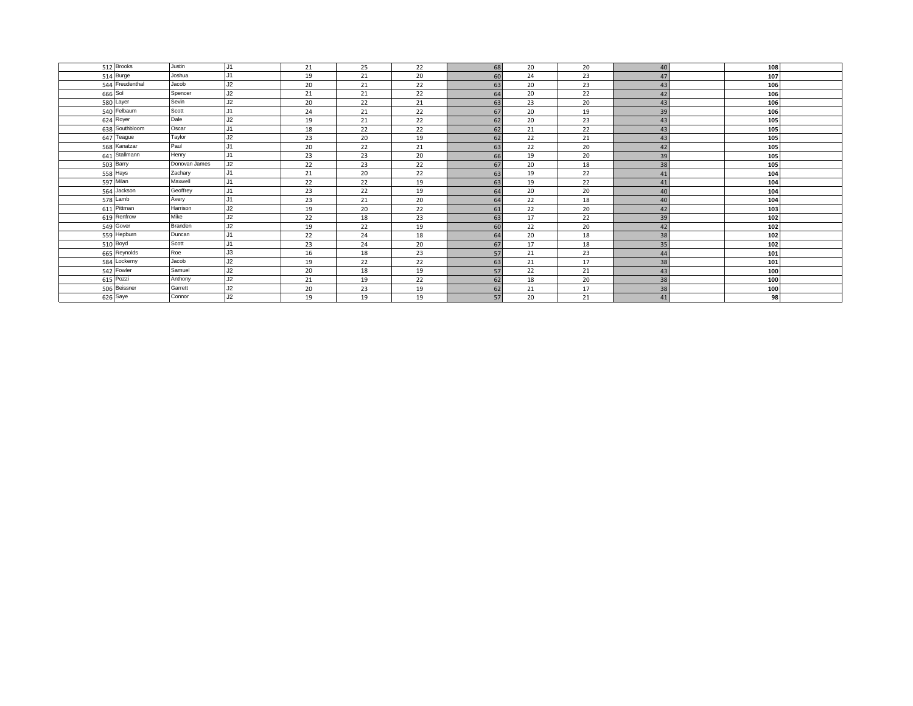| | | | | | | | | | | | | | |
|---|---|---|---|---|---|---|---|---|---|---|---|---|---|
| 512 | Brooks | Justin | J1 | 21 | 25 | 22 | 68 | 20 | 20 | 40 | | **108** | |
| 514 | Burge | Joshua | J1 | 19 | 21 | 20 | 60 | 24 | 23 | 47 | | **107** | |
| 544 | Freudenthal | Jacob | J2 | 20 | 21 | 22 | 63 | 20 | 23 | 43 | | **106** | |
| 666 | Sol | Spencer | J2 | 21 | 21 | 22 | 64 | 20 | 22 | 42 | | **106** | |
| 580 | Layer | Sevin | J2 | 20 | 22 | 21 | 63 | 23 | 20 | 43 | | **106** | |
| 540 | Felbaum | Scott | J1 | 24 | 21 | 22 | 67 | 20 | 19 | 39 | | **106** | |
| 624 | Royer | Dale | J2 | 19 | 21 | 22 | 62 | 20 | 23 | 43 | | **105** | |
| 638 | Southbloom | Oscar | J1 | 18 | 22 | 22 | 62 | 21 | 22 | 43 | | **105** | |
| 647 | Teague | Taylor | J2 | 23 | 20 | 19 | 62 | 22 | 21 | 43 | | **105** | |
| 568 | Kanatzar | Paul | J1 | 20 | 22 | 21 | 63 | 22 | 20 | 42 | | **105** | |
| 641 | Stallmann | Henry | J1 | 23 | 23 | 20 | 66 | 19 | 20 | 39 | | **105** | |
| 503 | Barry | Donovan James | J2 | 22 | 23 | 22 | 67 | 20 | 18 | 38 | | **105** | |
| 558 | Hays | Zachary | J1 | 21 | 20 | 22 | 63 | 19 | 22 | 41 | | **104** | |
| 597 | Milan | Maxwell | J1 | 22 | 22 | 19 | 63 | 19 | 22 | 41 | | **104** | |
| 564 | Jackson | Geoffrey | J1 | 23 | 22 | 19 | 64 | 20 | 20 | 40 | | **104** | |
| 578 | Lamb | Avery | J1 | 23 | 21 | 20 | 64 | 22 | 18 | 40 | | **104** | |
| 611 | Pittman | Harrison | J2 | 19 | 20 | 22 | 61 | 22 | 20 | 42 | | **103** | |
| 619 | Renfrow | Mike | J2 | 22 | 18 | 23 | 63 | 17 | 22 | 39 | | **102** | |
| 549 | Gover | Branden | J2 | 19 | 22 | 19 | 60 | 22 | 20 | 42 | | **102** | |
| 559 | Hepburn | Duncan | J1 | 22 | 24 | 18 | 64 | 20 | 18 | 38 | | **102** | |
| 510 | Boyd | Scott | J1 | 23 | 24 | 20 | 67 | 17 | 18 | 35 | | **102** | |
| 665 | Reynolds | Roe | J3 | 16 | 18 | 23 | 57 | 21 | 23 | 44 | | **101** | |
| 584 | Lockemy | Jacob | J2 | 19 | 22 | 22 | 63 | 21 | 17 | 38 | | **101** | |
| 542 | Fowler | Samuel | J2 | 20 | 18 | 19 | 57 | 22 | 21 | 43 | | **100** | |
| 615 | Pozzi | Anthony | J2 | 21 | 19 | 22 | 62 | 18 | 20 | 38 | | **100** | |
| 506 | Beissner | Garrett | J2 | 20 | 23 | 19 | 62 | 21 | 17 | 38 | | **100** | |
| 626 | Saye | Connor | J2 | 19 | 19 | 19 | 57 | 20 | 21 | 41 | | **98** | |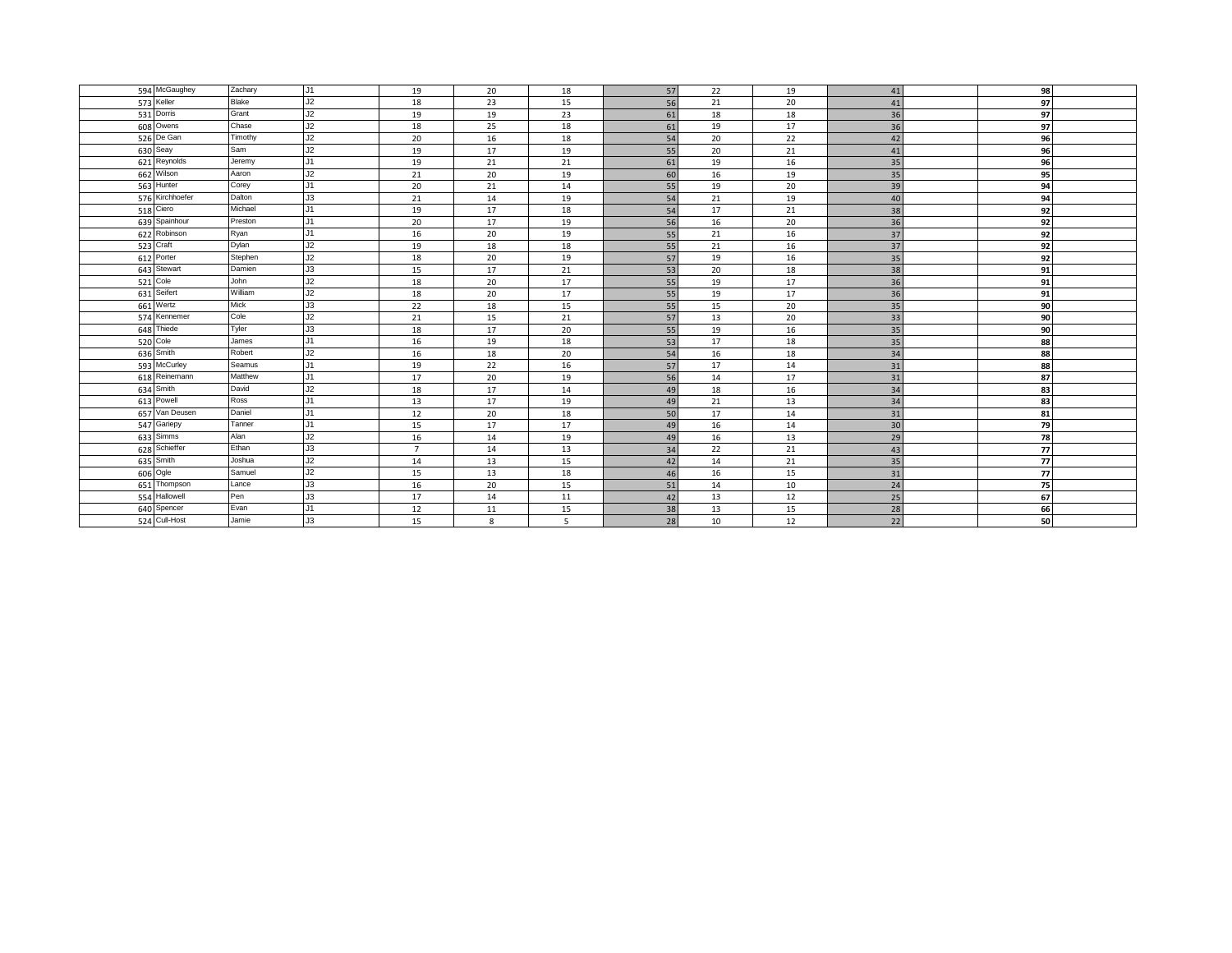| | | | | | | | | | | | | | |
|---|---|---|---|---|---|---|---|---|---|---|---|---|---|
| 594 | McGaughey | Zachary | J1 | 19 | 20 | 18 | 57 | 22 | 19 | 41 | | **98** | |
| 573 | Keller | Blake | J2 | 18 | 23 | 15 | 56 | 21 | 20 | 41 | | **97** | |
| 531 | Dorris | Grant | J2 | 19 | 19 | 23 | 61 | 18 | 18 | 36 | | **97** | |
| 608 | Owens | Chase | J2 | 18 | 25 | 18 | 61 | 19 | 17 | 36 | | **97** | |
| 526 | De Gan | Timothy | J2 | 20 | 16 | 18 | 54 | 20 | 22 | 42 | | **96** | |
| 630 | Seay | Sam | J2 | 19 | 17 | 19 | 55 | 20 | 21 | 41 | | **96** | |
| 621 | Reynolds | Jeremy | J1 | 19 | 21 | 21 | 61 | 19 | 16 | 35 | | **96** | |
| 662 | Wilson | Aaron | J2 | 21 | 20 | 19 | 60 | 16 | 19 | 35 | | **95** | |
| 563 | Hunter | Corey | J1 | 20 | 21 | 14 | 55 | 19 | 20 | 39 | | **94** | |
| 576 | Kirchhoefer | Dalton | J3 | 21 | 14 | 19 | 54 | 21 | 19 | 40 | | **94** | |
| 518 | Ciero | Michael | J1 | 19 | 17 | 18 | 54 | 17 | 21 | 38 | | **92** | |
| 639 | Spainhour | Preston | J1 | 20 | 17 | 19 | 56 | 16 | 20 | 36 | | **92** | |
| 622 | Robinson | Ryan | J1 | 16 | 20 | 19 | 55 | 21 | 16 | 37 | | **92** | |
| 523 | Craft | Dylan | J2 | 19 | 18 | 18 | 55 | 21 | 16 | 37 | | **92** | |
| 612 | Porter | Stephen | J2 | 18 | 20 | 19 | 57 | 19 | 16 | 35 | | **92** | |
| 643 | Stewart | Damien | J3 | 15 | 17 | 21 | 53 | 20 | 18 | 38 | | **91** | |
| 521 | Cole | John | J2 | 18 | 20 | 17 | 55 | 19 | 17 | 36 | | **91** | |
| 631 | Seifert | William | J2 | 18 | 20 | 17 | 55 | 19 | 17 | 36 | | **91** | |
| 661 | Wertz | Mick | J3 | 22 | 18 | 15 | 55 | 15 | 20 | 35 | | **90** | |
| 574 | Kennemer | Cole | J2 | 21 | 15 | 21 | 57 | 13 | 20 | 33 | | **90** | |
| 648 | Thiede | Tyler | J3 | 18 | 17 | 20 | 55 | 19 | 16 | 35 | | **90** | |
| 520 | Cole | James | J1 | 16 | 19 | 18 | 53 | 17 | 18 | 35 | | **88** | |
| 636 | Smith | Robert | J2 | 16 | 18 | 20 | 54 | 16 | 18 | 34 | | **88** | |
| 593 | McCurley | Seamus | J1 | 19 | 22 | 16 | 57 | 17 | 14 | 31 | | **88** | |
| 618 | Reinemann | Matthew | J1 | 17 | 20 | 19 | 56 | 14 | 17 | 31 | | **87** | |
| 634 | Smith | David | J2 | 18 | 17 | 14 | 49 | 18 | 16 | 34 | | **83** | |
| 613 | Powell | Ross | J1 | 13 | 17 | 19 | 49 | 21 | 13 | 34 | | **83** | |
| 657 | Van Deusen | Daniel | J1 | 12 | 20 | 18 | 50 | 17 | 14 | 31 | | **81** | |
| 547 | Gariepy | Tanner | J1 | 15 | 17 | 17 | 49 | 16 | 14 | 30 | | **79** | |
| 633 | Simms | Alan | J2 | 16 | 14 | 19 | 49 | 16 | 13 | 29 | | **78** | |
| 628 | Schieffer | Ethan | J3 | 7 | 14 | 13 | 34 | 22 | 21 | 43 | | **77** | |
| 635 | Smith | Joshua | J2 | 14 | 13 | 15 | 42 | 14 | 21 | 35 | | **77** | |
| 606 | Ogle | Samuel | J2 | 15 | 13 | 18 | 46 | 16 | 15 | 31 | | **77** | |
| 651 | Thompson | Lance | J3 | 16 | 20 | 15 | 51 | 14 | 10 | 24 | | **75** | |
| 554 | Hallowell | Pen | J3 | 17 | 14 | 11 | 42 | 13 | 12 | 25 | | **67** | |
| 640 | Spencer | Evan | J1 | 12 | 11 | 15 | 38 | 13 | 15 | 28 | | **66** | |
| 524 | Cull-Host | Jamie | J3 | 15 | 8 | 5 | 28 | 10 | 12 | 22 | | **50** | |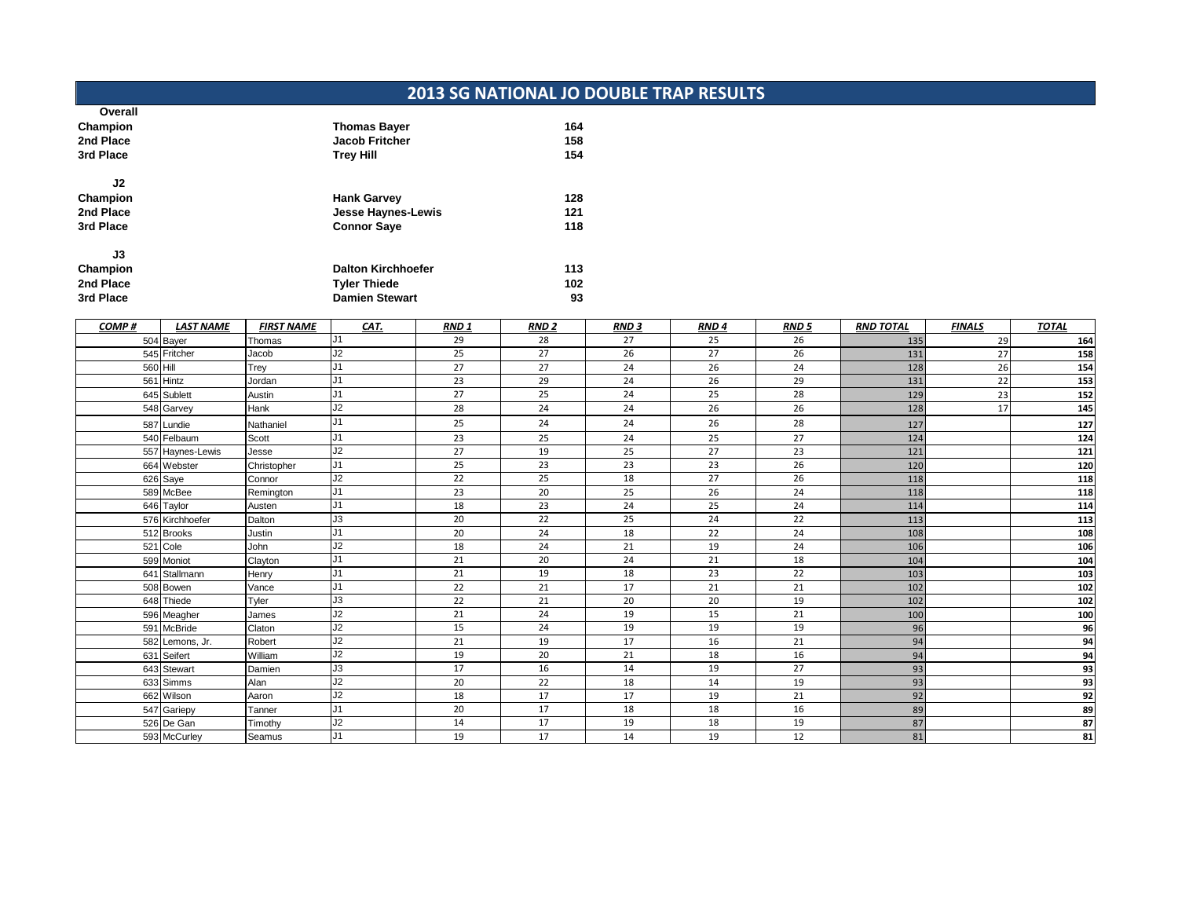# 2013 SG NATIONAL JO DOUBLE TRAP RESULTS

**Overall**

| | | |
|---|---|---|
| **Champion** | **Thomas Bayer** | **164** |
| **2nd Place** | **Jacob Fritcher** | **158** |
| **3rd Place** | **Trey Hill** | **154** |

**J2**

| | | |
|---|---|---|
| **Champion** | **Hank Garvey** | **128** |
| **2nd Place** | **Jesse Haynes-Lewis** | **121** |
| **3rd Place** | **Connor Saye** | **118** |

**J3**

| | | |
|---|---|---|
| **Champion** | **Dalton Kirchhoefer** | **113** |
| **2nd Place** | **Tyler Thiede** | **102** |
| **3rd Place** | **Damien Stewart** | **93** |

| COMP # | LAST NAME | FIRST NAME | CAT. | RND 1 | RND 2 | RND 3 | RND 4 | RND 5 | RND TOTAL | FINALS | TOTAL |
|---|---|---|---|---|---|---|---|---|---|---|---|
| 504 | Bayer | Thomas | J1 | 29 | 28 | 27 | 25 | 26 | 135 | 29 | 164 |
| 545 | Fritcher | Jacob | J2 | 25 | 27 | 26 | 27 | 26 | 131 | 27 | 158 |
| 560 | Hill | Trey | J1 | 27 | 27 | 24 | 26 | 24 | 128 | 26 | 154 |
| 561 | Hintz | Jordan | J1 | 23 | 29 | 24 | 26 | 29 | 131 | 22 | 153 |
| 645 | Sublett | Austin | J1 | 27 | 25 | 24 | 25 | 28 | 129 | 23 | 152 |
| 548 | Garvey | Hank | J2 | 28 | 24 | 24 | 26 | 26 | 128 | 17 | 145 |
| 587 | Lundie | Nathaniel | J1 | 25 | 24 | 24 | 26 | 28 | 127 | | 127 |
| 540 | Felbaum | Scott | J1 | 23 | 25 | 24 | 25 | 27 | 124 | | 124 |
| 557 | Haynes-Lewis | Jesse | J2 | 27 | 19 | 25 | 27 | 23 | 121 | | 121 |
| 664 | Webster | Christopher | J1 | 25 | 23 | 23 | 23 | 26 | 120 | | 120 |
| 626 | Saye | Connor | J2 | 22 | 25 | 18 | 27 | 26 | 118 | | 118 |
| 589 | McBee | Remington | J1 | 23 | 20 | 25 | 26 | 24 | 118 | | 118 |
| 646 | Taylor | Austen | J1 | 18 | 23 | 24 | 25 | 24 | 114 | | 114 |
| 576 | Kirchhoefer | Dalton | J3 | 20 | 22 | 25 | 24 | 22 | 113 | | 113 |
| 512 | Brooks | Justin | J1 | 20 | 24 | 18 | 22 | 24 | 108 | | 108 |
| 521 | Cole | John | J2 | 18 | 24 | 21 | 19 | 24 | 106 | | 106 |
| 599 | Moniot | Clayton | J1 | 21 | 20 | 24 | 21 | 18 | 104 | | 104 |
| 641 | Stallmann | Henry | J1 | 21 | 19 | 18 | 23 | 22 | 103 | | 103 |
| 508 | Bowen | Vance | J1 | 22 | 21 | 17 | 21 | 21 | 102 | | 102 |
| 648 | Thiede | Tyler | J3 | 22 | 21 | 20 | 20 | 19 | 102 | | 102 |
| 596 | Meagher | James | J2 | 21 | 24 | 19 | 15 | 21 | 100 | | 100 |
| 591 | McBride | Claton | J2 | 15 | 24 | 19 | 19 | 19 | 96 | | 96 |
| 582 | Lemons, Jr. | Robert | J2 | 21 | 19 | 17 | 16 | 21 | 94 | | 94 |
| 631 | Seifert | William | J2 | 19 | 20 | 21 | 18 | 16 | 94 | | 94 |
| 643 | Stewart | Damien | J3 | 17 | 16 | 14 | 19 | 27 | 93 | | 93 |
| 633 | Simms | Alan | J2 | 20 | 22 | 18 | 14 | 19 | 93 | | 93 |
| 662 | Wilson | Aaron | J2 | 18 | 17 | 17 | 19 | 21 | 92 | | 92 |
| 547 | Gariepy | Tanner | J1 | 20 | 17 | 18 | 18 | 16 | 89 | | 89 |
| 526 | De Gan | Timothy | J2 | 14 | 17 | 19 | 18 | 19 | 87 | | 87 |
| 593 | McCurley | Seamus | J1 | 19 | 17 | 14 | 19 | 12 | 81 | | 81 |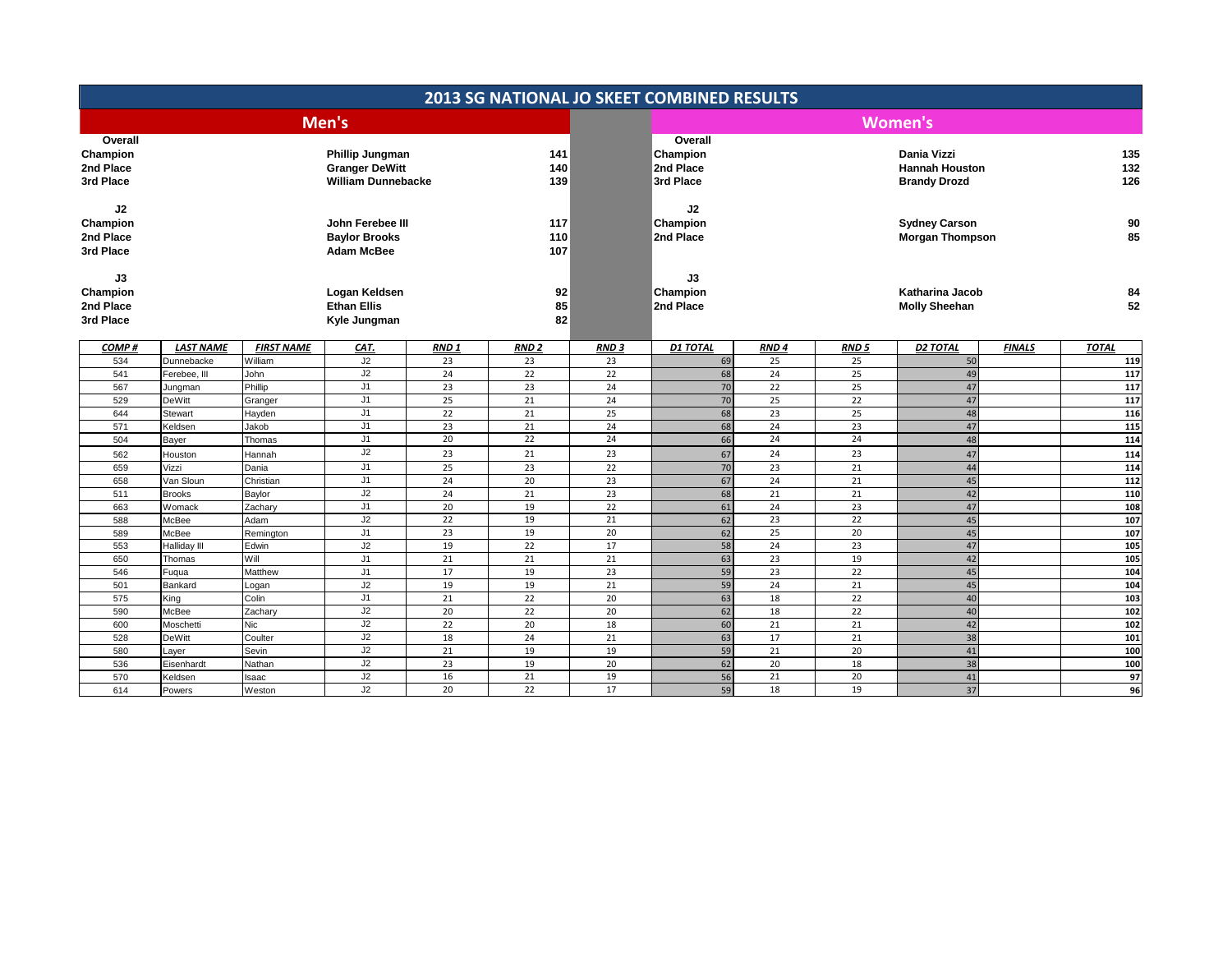# 2013 SG NATIONAL JO SKEET COMBINED RESULTS

## Men's

| | | |
|---|---|---|
| **Overall** | | |
| **Champion** | **Phillip Jungman** | **141** |
| **2nd Place** | **Granger DeWitt** | **140** |
| **3rd Place** | **William Dunnebacke** | **139** |
| **J2** | | |
| **Champion** | **John Ferebee III** | **117** |
| **2nd Place** | **Baylor Brooks** | **110** |
| **3rd Place** | **Adam McBee** | **107** |
| **J3** | | |
| **Champion** | **Logan Keldsen** | **92** |
| **2nd Place** | **Ethan Ellis** | **85** |
| **3rd Place** | **Kyle Jungman** | **82** |

## Women's

| | | |
|---|---|---|
| **Overall** | | |
| **Champion** | **Dania Vizzi** | **135** |
| **2nd Place** | **Hannah Houston** | **132** |
| **3rd Place** | **Brandy Drozd** | **126** |
| **J2** | | |
| **Champion** | **Sydney Carson** | **90** |
| **2nd Place** | **Morgan Thompson** | **85** |
| **J3** | | |
| **Champion** | **Katharina Jacob** | **84** |
| **2nd Place** | **Molly Sheehan** | **52** |

| COMP # | LAST NAME | FIRST NAME | CAT. | RND 1 | RND 2 | RND 3 | D1 TOTAL | RND 4 | RND 5 | D2 TOTAL | FINALS | TOTAL |
|---|---|---|---|---|---|---|---|---|---|---|---|---|
| 534 | Dunnebacke | William | J2 | 23 | 23 | 23 | 69 | 25 | 25 | 50 | | 119 |
| 541 | Ferebee, III | John | J2 | 24 | 22 | 22 | 68 | 24 | 25 | 49 | | 117 |
| 567 | Jungman | Phillip | J1 | 23 | 23 | 24 | 70 | 22 | 25 | 47 | | 117 |
| 529 | DeWitt | Granger | J1 | 25 | 21 | 24 | 70 | 25 | 22 | 47 | | 117 |
| 644 | Stewart | Hayden | J1 | 22 | 21 | 25 | 68 | 23 | 25 | 48 | | 116 |
| 571 | Keldsen | Jakob | J1 | 23 | 21 | 24 | 68 | 24 | 23 | 47 | | 115 |
| 504 | Bayer | Thomas | J1 | 20 | 22 | 24 | 66 | 24 | 24 | 48 | | 114 |
| 562 | Houston | Hannah | J2 | 23 | 21 | 23 | 67 | 24 | 23 | 47 | | 114 |
| 659 | Vizzi | Dania | J1 | 25 | 23 | 22 | 70 | 23 | 21 | 44 | | 114 |
| 658 | Van Sloun | Christian | J1 | 24 | 20 | 23 | 67 | 24 | 21 | 45 | | 112 |
| 511 | Brooks | Baylor | J2 | 24 | 21 | 23 | 68 | 21 | 21 | 42 | | 110 |
| 663 | Womack | Zachary | J1 | 20 | 19 | 22 | 61 | 24 | 23 | 47 | | 108 |
| 588 | McBee | Adam | J2 | 22 | 19 | 21 | 62 | 23 | 22 | 45 | | 107 |
| 589 | McBee | Remington | J1 | 23 | 19 | 20 | 62 | 25 | 20 | 45 | | 107 |
| 553 | Halliday III | Edwin | J2 | 19 | 22 | 17 | 58 | 24 | 23 | 47 | | 105 |
| 650 | Thomas | Will | J1 | 21 | 21 | 21 | 63 | 23 | 19 | 42 | | 105 |
| 546 | Fuqua | Matthew | J1 | 17 | 19 | 23 | 59 | 23 | 22 | 45 | | 104 |
| 501 | Bankard | Logan | J2 | 19 | 19 | 21 | 59 | 24 | 21 | 45 | | 104 |
| 575 | King | Colin | J1 | 21 | 22 | 20 | 63 | 18 | 22 | 40 | | 103 |
| 590 | McBee | Zachary | J2 | 20 | 22 | 20 | 62 | 18 | 22 | 40 | | 102 |
| 600 | Moschetti | Nic | J2 | 22 | 20 | 18 | 60 | 21 | 21 | 42 | | 102 |
| 528 | DeWitt | Coulter | J2 | 18 | 24 | 21 | 63 | 17 | 21 | 38 | | 101 |
| 580 | Layer | Sevin | J2 | 21 | 19 | 19 | 59 | 21 | 20 | 41 | | 100 |
| 536 | Eisenhardt | Nathan | J2 | 23 | 19 | 20 | 62 | 20 | 18 | 38 | | 100 |
| 570 | Keldsen | Isaac | J2 | 16 | 21 | 19 | 56 | 21 | 20 | 41 | | 97 |
| 614 | Powers | Weston | J2 | 20 | 22 | 17 | 59 | 18 | 19 | 37 | | 96 |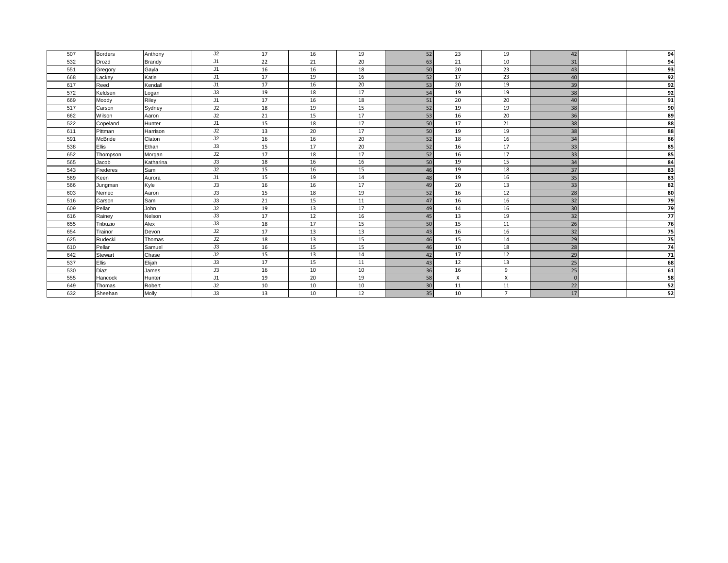| | | | | | | | | | | | | |
|---|---|---|---|---|---|---|---|---|---|---|---|---|
| 507 | Borders | Anthony | J2 | 17 | 16 | 19 | 52 | 23 | 19 | 42 | | 94 |
| 532 | Drozd | Brandy | J1 | 22 | 21 | 20 | 63 | 21 | 10 | 31 | | 94 |
| 551 | Gregory | Gayla | J1 | 16 | 16 | 18 | 50 | 20 | 23 | 43 | | 93 |
| 668 | Lackey | Katie | J1 | 17 | 19 | 16 | 52 | 17 | 23 | 40 | | 92 |
| 617 | Reed | Kendall | J1 | 17 | 16 | 20 | 53 | 20 | 19 | 39 | | 92 |
| 572 | Keldsen | Logan | J3 | 19 | 18 | 17 | 54 | 19 | 19 | 38 | | 92 |
| 669 | Moody | Riley | J1 | 17 | 16 | 18 | 51 | 20 | 20 | 40 | | 91 |
| 517 | Carson | Sydney | J2 | 18 | 19 | 15 | 52 | 19 | 19 | 38 | | 90 |
| 662 | Wilson | Aaron | J2 | 21 | 15 | 17 | 53 | 16 | 20 | 36 | | 89 |
| 522 | Copeland | Hunter | J1 | 15 | 18 | 17 | 50 | 17 | 21 | 38 | | 88 |
| 611 | Pittman | Harrison | J2 | 13 | 20 | 17 | 50 | 19 | 19 | 38 | | 88 |
| 591 | McBride | Claton | J2 | 16 | 16 | 20 | 52 | 18 | 16 | 34 | | 86 |
| 538 | Ellis | Ethan | J3 | 15 | 17 | 20 | 52 | 16 | 17 | 33 | | 85 |
| 652 | Thompson | Morgan | J2 | 17 | 18 | 17 | 52 | 16 | 17 | 33 | | 85 |
| 565 | Jacob | Katharina | J3 | 18 | 16 | 16 | 50 | 19 | 15 | 34 | | 84 |
| 543 | Frederes | Sam | J2 | 15 | 16 | 15 | 46 | 19 | 18 | 37 | | 83 |
| 569 | Keen | Aurora | J1 | 15 | 19 | 14 | 48 | 19 | 16 | 35 | | 83 |
| 566 | Jungman | Kyle | J3 | 16 | 16 | 17 | 49 | 20 | 13 | 33 | | 82 |
| 603 | Nemec | Aaron | J3 | 15 | 18 | 19 | 52 | 16 | 12 | 28 | | 80 |
| 516 | Carson | Sam | J3 | 21 | 15 | 11 | 47 | 16 | 16 | 32 | | 79 |
| 609 | Pellar | John | J2 | 19 | 13 | 17 | 49 | 14 | 16 | 30 | | 79 |
| 616 | Rainey | Nelson | J3 | 17 | 12 | 16 | 45 | 13 | 19 | 32 | | 77 |
| 655 | Tribuzio | Alex | J3 | 18 | 17 | 15 | 50 | 15 | 11 | 26 | | 76 |
| 654 | Trainor | Devon | J2 | 17 | 13 | 13 | 43 | 16 | 16 | 32 | | 75 |
| 625 | Rudecki | Thomas | J2 | 18 | 13 | 15 | 46 | 15 | 14 | 29 | | 75 |
| 610 | Pellar | Samuel | J3 | 16 | 15 | 15 | 46 | 10 | 18 | 28 | | 74 |
| 642 | Stewart | Chase | J2 | 15 | 13 | 14 | 42 | 17 | 12 | 29 | | 71 |
| 537 | Ellis | Elijah | J3 | 17 | 15 | 11 | 43 | 12 | 13 | 25 | | 68 |
| 530 | Diaz | James | J3 | 16 | 10 | 10 | 36 | 16 | 9 | 25 | | 61 |
| 555 | Hancock | Hunter | J1 | 19 | 20 | 19 | 58 | X | X | 0 | | 58 |
| 649 | Thomas | Robert | J2 | 10 | 10 | 10 | 30 | 11 | 11 | 22 | | 52 |
| 632 | Sheehan | Molly | J3 | 13 | 10 | 12 | 35 | 10 | 7 | 17 | | 52 |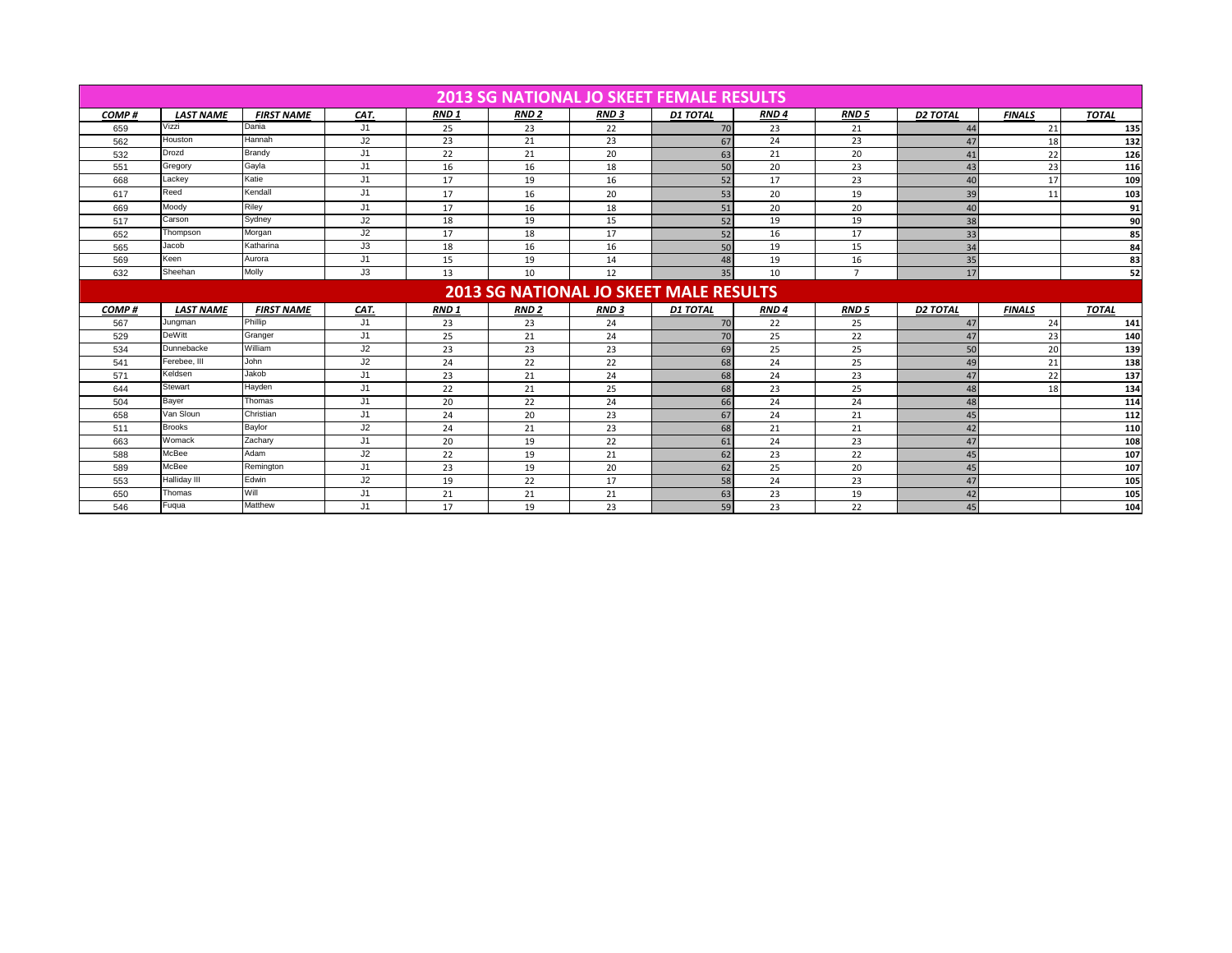## 2013 SG NATIONAL JO SKEET FEMALE RESULTS

| COMP # | LAST NAME | FIRST NAME | CAT. | RND 1 | RND 2 | RND 3 | D1 TOTAL | RND 4 | RND 5 | D2 TOTAL | FINALS | TOTAL |
|---|---|---|---|---|---|---|---|---|---|---|---|---|
| 659 | Vizzi | Dania | J1 | 25 | 23 | 22 | 70 | 23 | 21 | 44 | 21 | 135 |
| 562 | Houston | Hannah | J2 | 23 | 21 | 23 | 67 | 24 | 23 | 47 | 18 | 132 |
| 532 | Drozd | Brandy | J1 | 22 | 21 | 20 | 63 | 21 | 20 | 41 | 22 | 126 |
| 551 | Gregory | Gayla | J1 | 16 | 16 | 18 | 50 | 20 | 23 | 43 | 23 | 116 |
| 668 | Lackey | Katie | J1 | 17 | 19 | 16 | 52 | 17 | 23 | 40 | 17 | 109 |
| 617 | Reed | Kendall | J1 | 17 | 16 | 20 | 53 | 20 | 19 | 39 | 11 | 103 |
| 669 | Moody | Riley | J1 | 17 | 16 | 18 | 51 | 20 | 20 | 40 | | 91 |
| 517 | Carson | Sydney | J2 | 18 | 19 | 15 | 52 | 19 | 19 | 38 | | 90 |
| 652 | Thompson | Morgan | J2 | 17 | 18 | 17 | 52 | 16 | 17 | 33 | | 85 |
| 565 | Jacob | Katharina | J3 | 18 | 16 | 16 | 50 | 19 | 15 | 34 | | 84 |
| 569 | Keen | Aurora | J1 | 15 | 19 | 14 | 48 | 19 | 16 | 35 | | 83 |
| 632 | Sheehan | Molly | J3 | 13 | 10 | 12 | 35 | 10 | 7 | 17 | | 52 |

## 2013 SG NATIONAL JO SKEET MALE RESULTS

| COMP # | LAST NAME | FIRST NAME | CAT. | RND 1 | RND 2 | RND 3 | D1 TOTAL | RND 4 | RND 5 | D2 TOTAL | FINALS | TOTAL |
|---|---|---|---|---|---|---|---|---|---|---|---|---|
| 567 | Jungman | Phillip | J1 | 23 | 23 | 24 | 70 | 22 | 25 | 47 | 24 | 141 |
| 529 | DeWitt | Granger | J1 | 25 | 21 | 24 | 70 | 25 | 22 | 47 | 23 | 140 |
| 534 | Dunnebacke | William | J2 | 23 | 23 | 23 | 69 | 25 | 25 | 50 | 20 | 139 |
| 541 | Ferebee, III | John | J2 | 24 | 22 | 22 | 68 | 24 | 25 | 49 | 21 | 138 |
| 571 | Keldsen | Jakob | J1 | 23 | 21 | 24 | 68 | 24 | 23 | 47 | 22 | 137 |
| 644 | Stewart | Hayden | J1 | 22 | 21 | 25 | 68 | 23 | 25 | 48 | 18 | 134 |
| 504 | Bayer | Thomas | J1 | 20 | 22 | 24 | 66 | 24 | 24 | 48 | | 114 |
| 658 | Van Sloun | Christian | J1 | 24 | 20 | 23 | 67 | 24 | 21 | 45 | | 112 |
| 511 | Brooks | Baylor | J2 | 24 | 21 | 23 | 68 | 21 | 21 | 42 | | 110 |
| 663 | Womack | Zachary | J1 | 20 | 19 | 22 | 61 | 24 | 23 | 47 | | 108 |
| 588 | McBee | Adam | J2 | 22 | 19 | 21 | 62 | 23 | 22 | 45 | | 107 |
| 589 | McBee | Remington | J1 | 23 | 19 | 20 | 62 | 25 | 20 | 45 | | 107 |
| 553 | Halliday III | Edwin | J2 | 19 | 22 | 17 | 58 | 24 | 23 | 47 | | 105 |
| 650 | Thomas | Will | J1 | 21 | 21 | 21 | 63 | 23 | 19 | 42 | | 105 |
| 546 | Fuqua | Matthew | J1 | 17 | 19 | 23 | 59 | 23 | 22 | 45 | | 104 |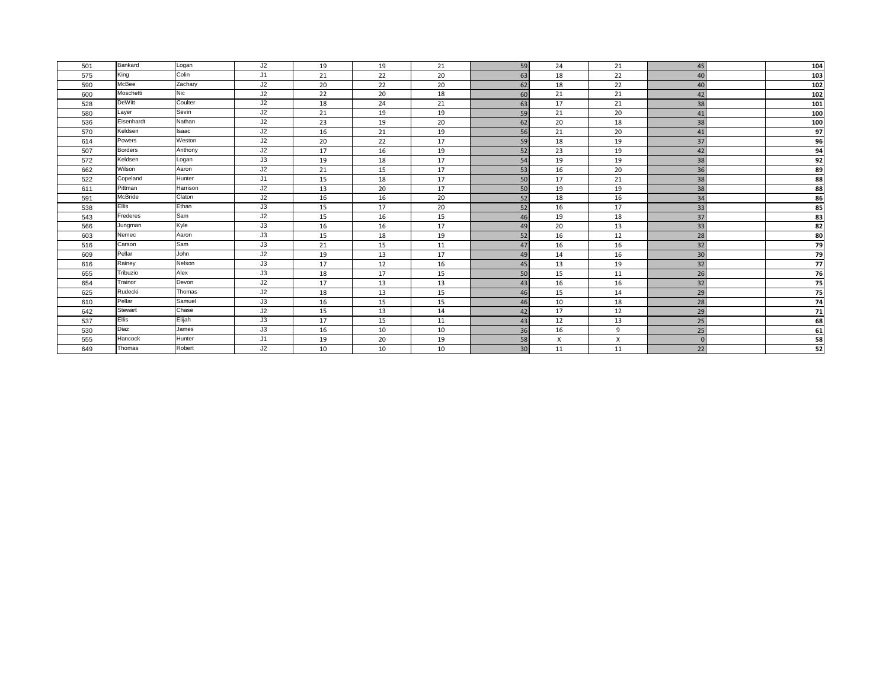| | | | | | | | | | | | | |
|---|---|---|---|---|---|---|---|---|---|---|---|---|
| 501 | Bankard | Logan | J2 | 19 | 19 | 21 | 59 | 24 | 21 | 45 | | **104** |
| 575 | King | Colin | J1 | 21 | 22 | 20 | 63 | 18 | 22 | 40 | | **103** |
| 590 | McBee | Zachary | J2 | 20 | 22 | 20 | 62 | 18 | 22 | 40 | | **102** |
| 600 | Moschetti | Nic | J2 | 22 | 20 | 18 | 60 | 21 | 21 | 42 | | **102** |
| 528 | DeWitt | Coulter | J2 | 18 | 24 | 21 | 63 | 17 | 21 | 38 | | **101** |
| 580 | Layer | Sevin | J2 | 21 | 19 | 19 | 59 | 21 | 20 | 41 | | **100** |
| 536 | Eisenhardt | Nathan | J2 | 23 | 19 | 20 | 62 | 20 | 18 | 38 | | **100** |
| 570 | Keldsen | Isaac | J2 | 16 | 21 | 19 | 56 | 21 | 20 | 41 | | **97** |
| 614 | Powers | Weston | J2 | 20 | 22 | 17 | 59 | 18 | 19 | 37 | | **96** |
| 507 | Borders | Anthony | J2 | 17 | 16 | 19 | 52 | 23 | 19 | 42 | | **94** |
| 572 | Keldsen | Logan | J3 | 19 | 18 | 17 | 54 | 19 | 19 | 38 | | **92** |
| 662 | Wilson | Aaron | J2 | 21 | 15 | 17 | 53 | 16 | 20 | 36 | | **89** |
| 522 | Copeland | Hunter | J1 | 15 | 18 | 17 | 50 | 17 | 21 | 38 | | **88** |
| 611 | Pittman | Harrison | J2 | 13 | 20 | 17 | 50 | 19 | 19 | 38 | | **88** |
| 591 | McBride | Claton | J2 | 16 | 16 | 20 | 52 | 18 | 16 | 34 | | **86** |
| 538 | Ellis | Ethan | J3 | 15 | 17 | 20 | 52 | 16 | 17 | 33 | | **85** |
| 543 | Frederes | Sam | J2 | 15 | 16 | 15 | 46 | 19 | 18 | 37 | | **83** |
| 566 | Jungman | Kyle | J3 | 16 | 16 | 17 | 49 | 20 | 13 | 33 | | **82** |
| 603 | Nemec | Aaron | J3 | 15 | 18 | 19 | 52 | 16 | 12 | 28 | | **80** |
| 516 | Carson | Sam | J3 | 21 | 15 | 11 | 47 | 16 | 16 | 32 | | **79** |
| 609 | Pellar | John | J2 | 19 | 13 | 17 | 49 | 14 | 16 | 30 | | **79** |
| 616 | Rainey | Nelson | J3 | 17 | 12 | 16 | 45 | 13 | 19 | 32 | | **77** |
| 655 | Tribuzio | Alex | J3 | 18 | 17 | 15 | 50 | 15 | 11 | 26 | | **76** |
| 654 | Trainor | Devon | J2 | 17 | 13 | 13 | 43 | 16 | 16 | 32 | | **75** |
| 625 | Rudecki | Thomas | J2 | 18 | 13 | 15 | 46 | 15 | 14 | 29 | | **75** |
| 610 | Pellar | Samuel | J3 | 16 | 15 | 15 | 46 | 10 | 18 | 28 | | **74** |
| 642 | Stewart | Chase | J2 | 15 | 13 | 14 | 42 | 17 | 12 | 29 | | **71** |
| 537 | Ellis | Elijah | J3 | 17 | 15 | 11 | 43 | 12 | 13 | 25 | | **68** |
| 530 | Diaz | James | J3 | 16 | 10 | 10 | 36 | 16 | 9 | 25 | | **61** |
| 555 | Hancock | Hunter | J1 | 19 | 20 | 19 | 58 | X | X | 0 | | **58** |
| 649 | Thomas | Robert | J2 | 10 | 10 | 10 | 30 | 11 | 11 | 22 | | **52** |